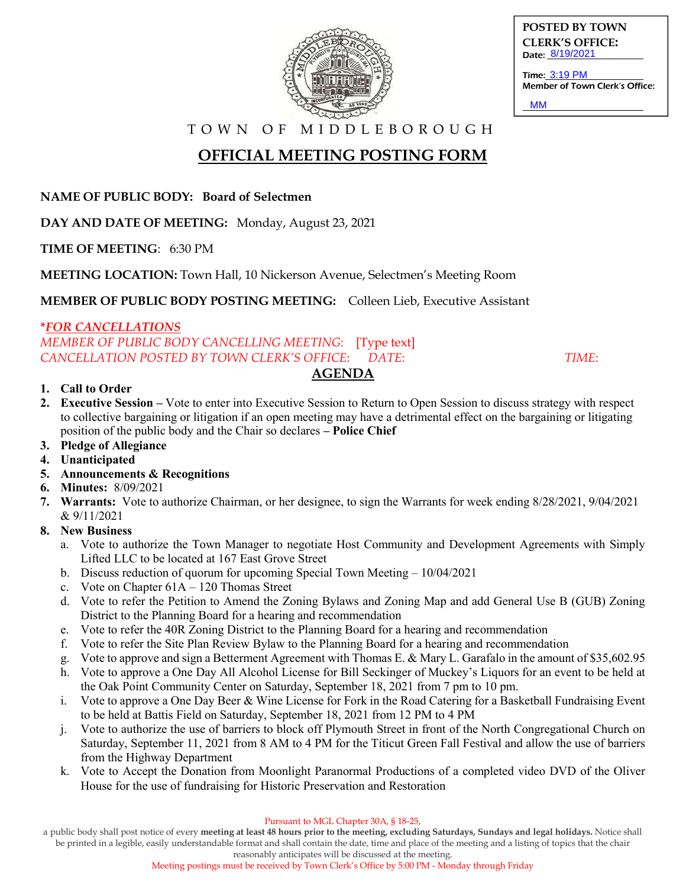**POSTED BY TOWN CLERK'S OFFICE:**
Date: 8/19/2021

Time: 3:19 PM
Member of Town Clerk's Office: MM

TOWN OF MIDDLEBOROUGH

# OFFICIAL MEETING POSTING FORM

**NAME OF PUBLIC BODY:** **Board of Selectmen**

**DAY AND DATE OF MEETING:** Monday, August 23, 2021

**TIME OF MEETING**: 6:30 PM

**MEETING LOCATION:** Town Hall, 10 Nickerson Avenue, Selectmen's Meeting Room

**MEMBER OF PUBLIC BODY POSTING MEETING:** Colleen Lieb, Executive Assistant

***FOR CANCELLATIONS***
*MEMBER OF PUBLIC BODY CANCELLING MEETING:* [Type text]
*CANCELLATION POSTED BY TOWN CLERK'S OFFICE: DATE: TIME:*

## AGENDA

1. **Call to Order**
2. **Executive Session –** Vote to enter into Executive Session to Return to Open Session to discuss strategy with respect to collective bargaining or litigation if an open meeting may have a detrimental effect on the bargaining or litigating position of the public body and the Chair so declares **– Police Chief**
3. **Pledge of Allegiance**
4. **Unanticipated**
5. **Announcements & Recognitions**
6. **Minutes:** 8/09/2021
7. **Warrants:** Vote to authorize Chairman, or her designee, to sign the Warrants for week ending 8/28/2021, 9/04/2021 & 9/11/2021
8. **New Business**
   a. Vote to authorize the Town Manager to negotiate Host Community and Development Agreements with Simply Lifted LLC to be located at 167 East Grove Street
   b. Discuss reduction of quorum for upcoming Special Town Meeting – 10/04/2021
   c. Vote on Chapter 61A – 120 Thomas Street
   d. Vote to refer the Petition to Amend the Zoning Bylaws and Zoning Map and add General Use B (GUB) Zoning District to the Planning Board for a hearing and recommendation
   e. Vote to refer the 40R Zoning District to the Planning Board for a hearing and recommendation
   f. Vote to refer the Site Plan Review Bylaw to the Planning Board for a hearing and recommendation
   g. Vote to approve and sign a Betterment Agreement with Thomas E. & Mary L. Garafalo in the amount of $35,602.95
   h. Vote to approve a One Day All Alcohol License for Bill Seckinger of Muckey's Liquors for an event to be held at the Oak Point Community Center on Saturday, September 18, 2021 from 7 pm to 10 pm.
   i. Vote to approve a One Day Beer & Wine License for Fork in the Road Catering for a Basketball Fundraising Event to be held at Battis Field on Saturday, September 18, 2021 from 12 PM to 4 PM
   j. Vote to authorize the use of barriers to block off Plymouth Street in front of the North Congregational Church on Saturday, September 11, 2021 from 8 AM to 4 PM for the Titicut Green Fall Festival and allow the use of barriers from the Highway Department
   k. Vote to Accept the Donation from Moonlight Paranormal Productions of a completed video DVD of the Oliver House for the use of fundraising for Historic Preservation and Restoration

Pursuant to MGL Chapter 30A, § 18-25,
a public body shall post notice of every **meeting at least 48 hours prior to the meeting, excluding Saturdays, Sundays and legal holidays.** Notice shall be printed in a legible, easily understandable format and shall contain the date, time and place of the meeting and a listing of topics that the chair reasonably anticipates will be discussed at the meeting.
Meeting postings must be received by Town Clerk's Office by 5:00 PM - Monday through Friday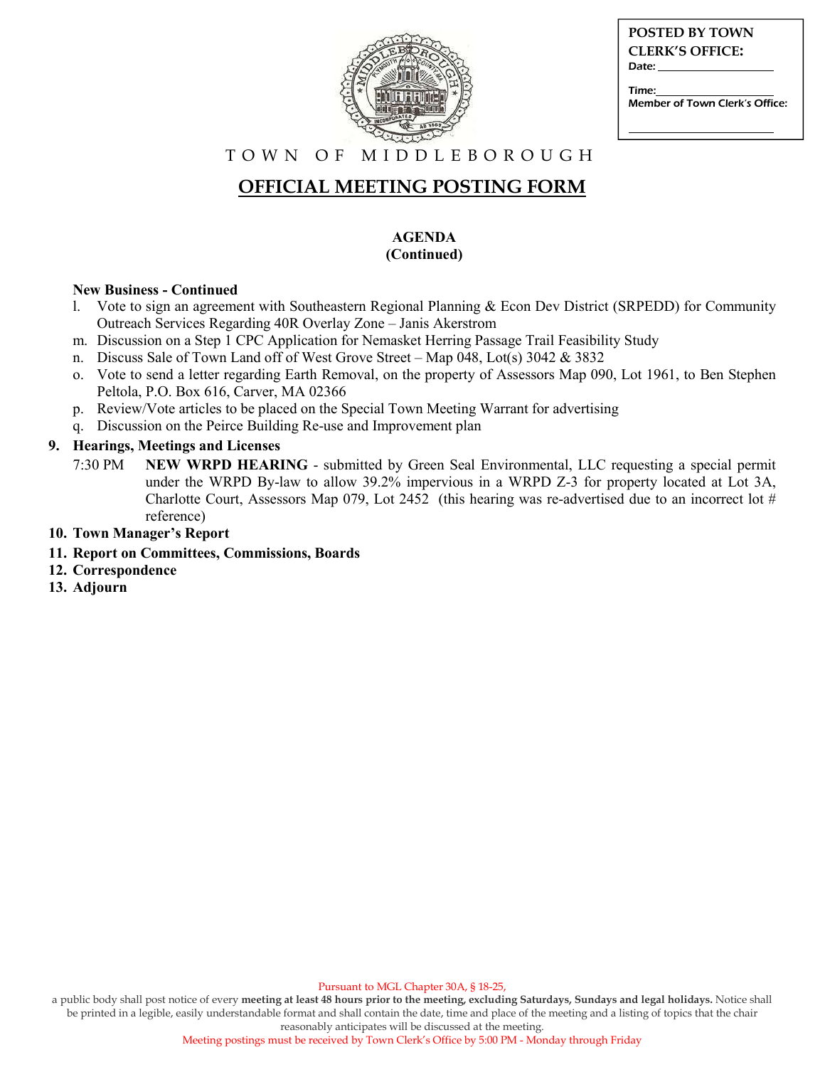POSTED BY TOWN CLERK'S OFFICE:
Date: ____________________

Time: ____________________
Member of Town Clerk's Office:

____________________

TOWN OF MIDDLEBOROUGH

# OFFICIAL MEETING POSTING FORM

**AGENDA**
**(Continued)**

**New Business - Continued**

l. Vote to sign an agreement with Southeastern Regional Planning & Econ Dev District (SRPEDD) for Community Outreach Services Regarding 40R Overlay Zone – Janis Akerstrom
m. Discussion on a Step 1 CPC Application for Nemasket Herring Passage Trail Feasibility Study
n. Discuss Sale of Town Land off of West Grove Street – Map 048, Lot(s) 3042 & 3832
o. Vote to send a letter regarding Earth Removal, on the property of Assessors Map 090, Lot 1961, to Ben Stephen Peltola, P.O. Box 616, Carver, MA 02366
p. Review/Vote articles to be placed on the Special Town Meeting Warrant for advertising
q. Discussion on the Peirce Building Re-use and Improvement plan

**9. Hearings, Meetings and Licenses**

7:30 PM **NEW WRPD HEARING** - submitted by Green Seal Environmental, LLC requesting a special permit under the WRPD By-law to allow 39.2% impervious in a WRPD Z-3 for property located at Lot 3A, Charlotte Court, Assessors Map 079, Lot 2452 (this hearing was re-advertised due to an incorrect lot # reference)

**10. Town Manager's Report**

**11. Report on Committees, Commissions, Boards**

**12. Correspondence**

**13. Adjourn**

Pursuant to MGL Chapter 30A, § 18-25,
a public body shall post notice of every **meeting at least 48 hours prior to the meeting, excluding Saturdays, Sundays and legal holidays.** Notice shall be printed in a legible, easily understandable format and shall contain the date, time and place of the meeting and a listing of topics that the chair reasonably anticipates will be discussed at the meeting.
Meeting postings must be received by Town Clerk's Office by 5:00 PM - Monday through Friday